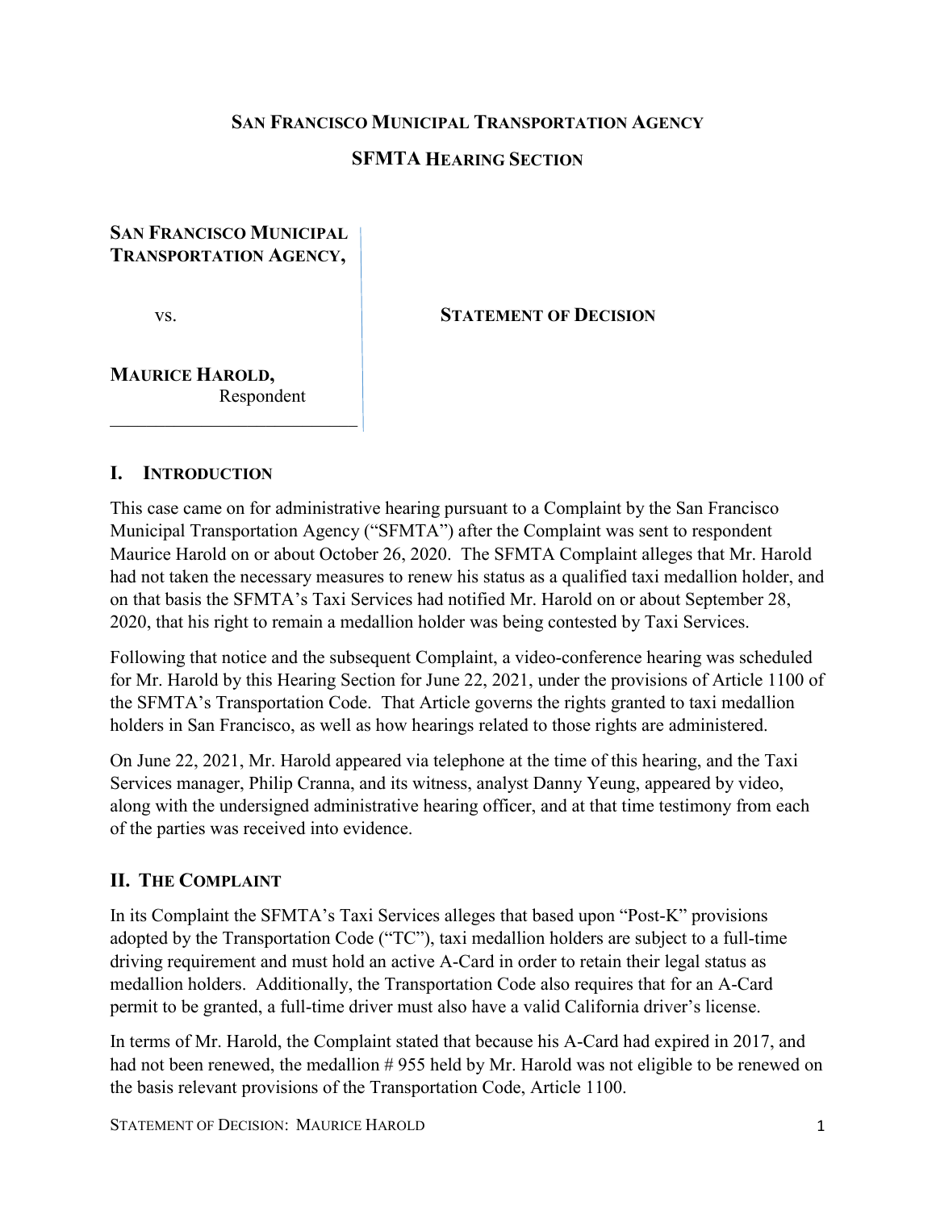**SAN FRANCISCO MUNICIPAL TRANSPORTATION AGENCY**

**SFMTA HEARING SECTION**

**SAN FRANCISCO MUNICIPAL TRANSPORTATION AGENCY,**

vs.

**MAURICE HAROLD,**
Respondent

**STATEMENT OF DECISION**

## I. INTRODUCTION

This case came on for administrative hearing pursuant to a Complaint by the San Francisco Municipal Transportation Agency ("SFMTA") after the Complaint was sent to respondent Maurice Harold on or about October 26, 2020. The SFMTA Complaint alleges that Mr. Harold had not taken the necessary measures to renew his status as a qualified taxi medallion holder, and on that basis the SFMTA's Taxi Services had notified Mr. Harold on or about September 28, 2020, that his right to remain a medallion holder was being contested by Taxi Services.

Following that notice and the subsequent Complaint, a video-conference hearing was scheduled for Mr. Harold by this Hearing Section for June 22, 2021, under the provisions of Article 1100 of the SFMTA's Transportation Code. That Article governs the rights granted to taxi medallion holders in San Francisco, as well as how hearings related to those rights are administered.

On June 22, 2021, Mr. Harold appeared via telephone at the time of this hearing, and the Taxi Services manager, Philip Cranna, and its witness, analyst Danny Yeung, appeared by video, along with the undersigned administrative hearing officer, and at that time testimony from each of the parties was received into evidence.

## II. THE COMPLAINT

In its Complaint the SFMTA's Taxi Services alleges that based upon "Post-K" provisions adopted by the Transportation Code ("TC"), taxi medallion holders are subject to a full-time driving requirement and must hold an active A-Card in order to retain their legal status as medallion holders. Additionally, the Transportation Code also requires that for an A-Card permit to be granted, a full-time driver must also have a valid California driver's license.

In terms of Mr. Harold, the Complaint stated that because his A-Card had expired in 2017, and had not been renewed, the medallion # 955 held by Mr. Harold was not eligible to be renewed on the basis relevant provisions of the Transportation Code, Article 1100.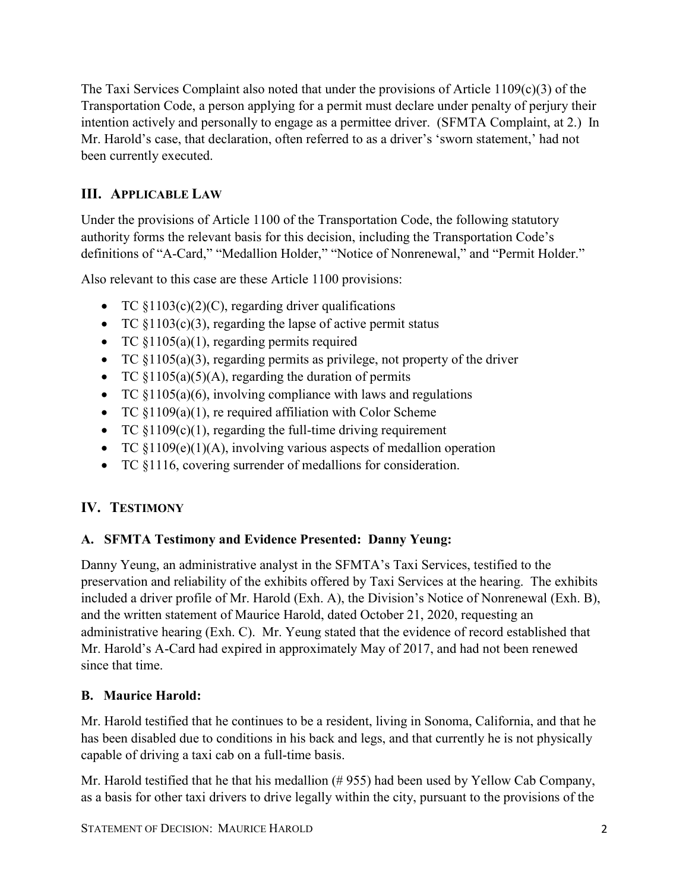The Taxi Services Complaint also noted that under the provisions of Article 1109(c)(3) of the Transportation Code, a person applying for a permit must declare under penalty of perjury their intention actively and personally to engage as a permittee driver. (SFMTA Complaint, at 2.) In Mr. Harold's case, that declaration, often referred to as a driver's 'sworn statement,' had not been currently executed.

## III. Applicable Law

Under the provisions of Article 1100 of the Transportation Code, the following statutory authority forms the relevant basis for this decision, including the Transportation Code's definitions of "A-Card," "Medallion Holder," "Notice of Nonrenewal," and "Permit Holder."

Also relevant to this case are these Article 1100 provisions:

- TC §1103(c)(2)(C), regarding driver qualifications
- TC §1103(c)(3), regarding the lapse of active permit status
- TC §1105(a)(1), regarding permits required
- TC §1105(a)(3), regarding permits as privilege, not property of the driver
- TC §1105(a)(5)(A), regarding the duration of permits
- TC §1105(a)(6), involving compliance with laws and regulations
- TC §1109(a)(1), re required affiliation with Color Scheme
- TC §1109(c)(1), regarding the full-time driving requirement
- TC §1109(e)(1)(A), involving various aspects of medallion operation
- TC §1116, covering surrender of medallions for consideration.

## IV. Testimony

### A. SFMTA Testimony and Evidence Presented: Danny Yeung:

Danny Yeung, an administrative analyst in the SFMTA's Taxi Services, testified to the preservation and reliability of the exhibits offered by Taxi Services at the hearing. The exhibits included a driver profile of Mr. Harold (Exh. A), the Division's Notice of Nonrenewal (Exh. B), and the written statement of Maurice Harold, dated October 21, 2020, requesting an administrative hearing (Exh. C). Mr. Yeung stated that the evidence of record established that Mr. Harold's A-Card had expired in approximately May of 2017, and had not been renewed since that time.

### B. Maurice Harold:

Mr. Harold testified that he continues to be a resident, living in Sonoma, California, and that he has been disabled due to conditions in his back and legs, and that currently he is not physically capable of driving a taxi cab on a full-time basis.

Mr. Harold testified that he that his medallion (# 955) had been used by Yellow Cab Company, as a basis for other taxi drivers to drive legally within the city, pursuant to the provisions of the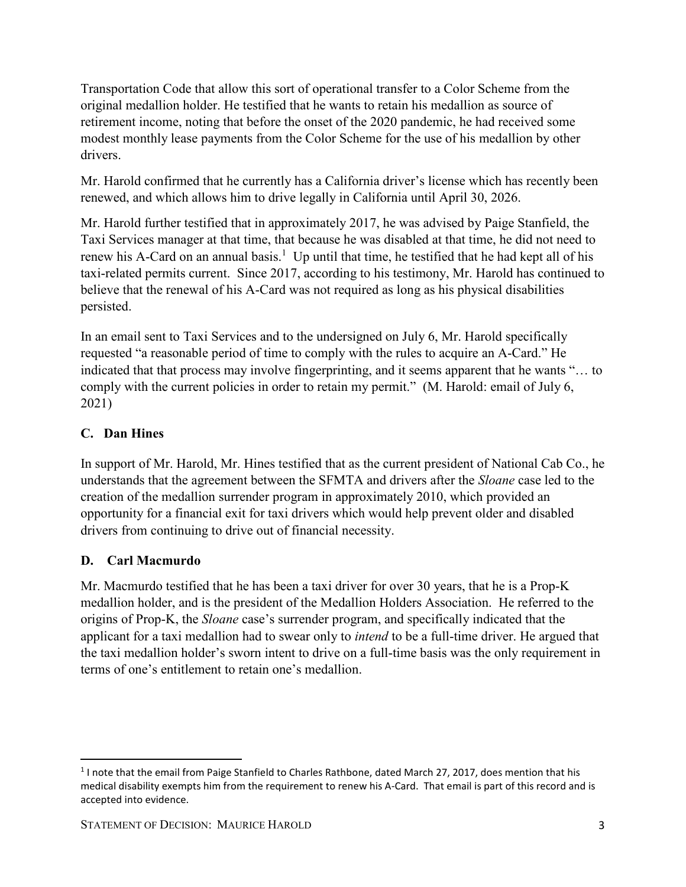Transportation Code that allow this sort of operational transfer to a Color Scheme from the original medallion holder. He testified that he wants to retain his medallion as source of retirement income, noting that before the onset of the 2020 pandemic, he had received some modest monthly lease payments from the Color Scheme for the use of his medallion by other drivers.

Mr. Harold confirmed that he currently has a California driver's license which has recently been renewed, and which allows him to drive legally in California until April 30, 2026.

Mr. Harold further testified that in approximately 2017, he was advised by Paige Stanfield, the Taxi Services manager at that time, that because he was disabled at that time, he did not need to renew his A-Card on an annual basis.[1] Up until that time, he testified that he had kept all of his taxi-related permits current. Since 2017, according to his testimony, Mr. Harold has continued to believe that the renewal of his A-Card was not required as long as his physical disabilities persisted.

In an email sent to Taxi Services and to the undersigned on July 6, Mr. Harold specifically requested "a reasonable period of time to comply with the rules to acquire an A-Card." He indicated that that process may involve fingerprinting, and it seems apparent that he wants "… to comply with the current policies in order to retain my permit." (M. Harold: email of July 6, 2021)

## C. Dan Hines

In support of Mr. Harold, Mr. Hines testified that as the current president of National Cab Co., he understands that the agreement between the SFMTA and drivers after the *Sloane* case led to the creation of the medallion surrender program in approximately 2010, which provided an opportunity for a financial exit for taxi drivers which would help prevent older and disabled drivers from continuing to drive out of financial necessity.

## D. Carl Macmurdo

Mr. Macmurdo testified that he has been a taxi driver for over 30 years, that he is a Prop-K medallion holder, and is the president of the Medallion Holders Association. He referred to the origins of Prop-K, the *Sloane* case's surrender program, and specifically indicated that the applicant for a taxi medallion had to swear only to *intend* to be a full-time driver. He argued that the taxi medallion holder's sworn intent to drive on a full-time basis was the only requirement in terms of one's entitlement to retain one's medallion.

---

[1] I note that the email from Paige Stanfield to Charles Rathbone, dated March 27, 2017, does mention that his medical disability exempts him from the requirement to renew his A-Card. That email is part of this record and is accepted into evidence.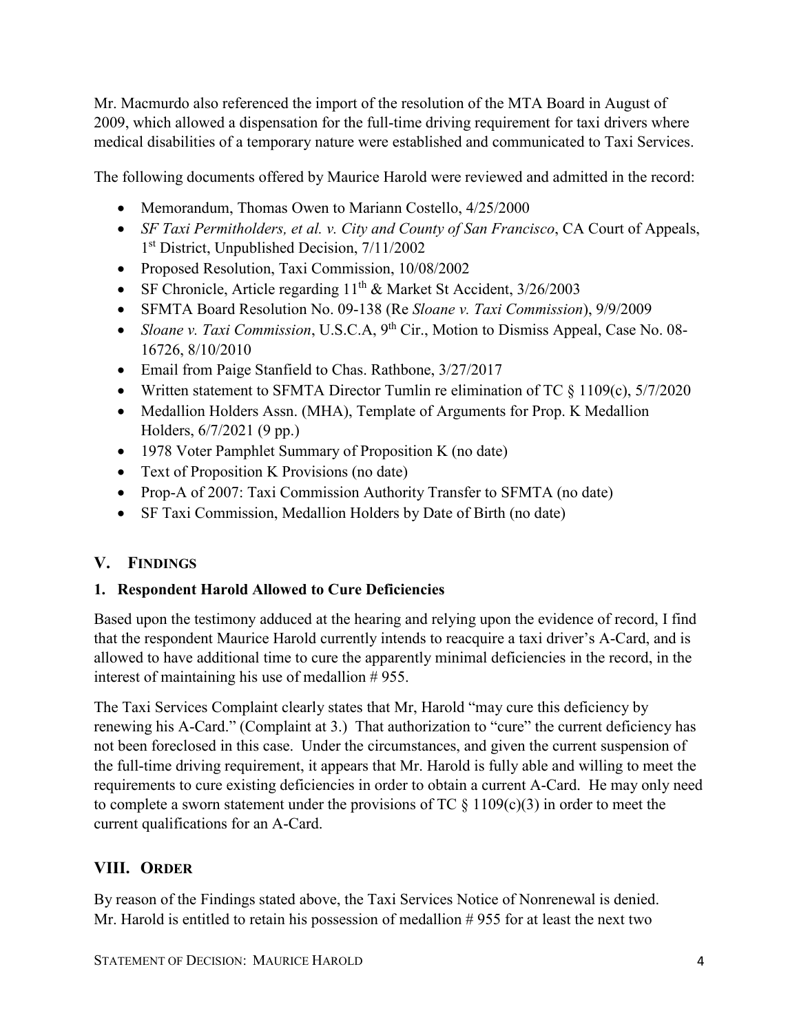Mr. Macmurdo also referenced the import of the resolution of the MTA Board in August of 2009, which allowed a dispensation for the full-time driving requirement for taxi drivers where medical disabilities of a temporary nature were established and communicated to Taxi Services.

The following documents offered by Maurice Harold were reviewed and admitted in the record:

- Memorandum, Thomas Owen to Mariann Costello, 4/25/2000
- *SF Taxi Permitholders, et al. v. City and County of San Francisco*, CA Court of Appeals, 1st District, Unpublished Decision, 7/11/2002
- Proposed Resolution, Taxi Commission, 10/08/2002
- SF Chronicle, Article regarding 11th & Market St Accident, 3/26/2003
- SFMTA Board Resolution No. 09-138 (Re *Sloane v. Taxi Commission*), 9/9/2009
- *Sloane v. Taxi Commission*, U.S.C.A, 9th Cir., Motion to Dismiss Appeal, Case No. 08-16726, 8/10/2010
- Email from Paige Stanfield to Chas. Rathbone, 3/27/2017
- Written statement to SFMTA Director Tumlin re elimination of TC § 1109(c), 5/7/2020
- Medallion Holders Assn. (MHA), Template of Arguments for Prop. K Medallion Holders, 6/7/2021 (9 pp.)
- 1978 Voter Pamphlet Summary of Proposition K (no date)
- Text of Proposition K Provisions (no date)
- Prop-A of 2007: Taxi Commission Authority Transfer to SFMTA (no date)
- SF Taxi Commission, Medallion Holders by Date of Birth (no date)

## V. FINDINGS

### 1. Respondent Harold Allowed to Cure Deficiencies

Based upon the testimony adduced at the hearing and relying upon the evidence of record, I find that the respondent Maurice Harold currently intends to reacquire a taxi driver's A-Card, and is allowed to have additional time to cure the apparently minimal deficiencies in the record, in the interest of maintaining his use of medallion # 955.

The Taxi Services Complaint clearly states that Mr, Harold "may cure this deficiency by renewing his A-Card." (Complaint at 3.) That authorization to "cure" the current deficiency has not been foreclosed in this case. Under the circumstances, and given the current suspension of the full-time driving requirement, it appears that Mr. Harold is fully able and willing to meet the requirements to cure existing deficiencies in order to obtain a current A-Card. He may only need to complete a sworn statement under the provisions of TC § 1109(c)(3) in order to meet the current qualifications for an A-Card.

## VIII. ORDER

By reason of the Findings stated above, the Taxi Services Notice of Nonrenewal is denied. Mr. Harold is entitled to retain his possession of medallion # 955 for at least the next two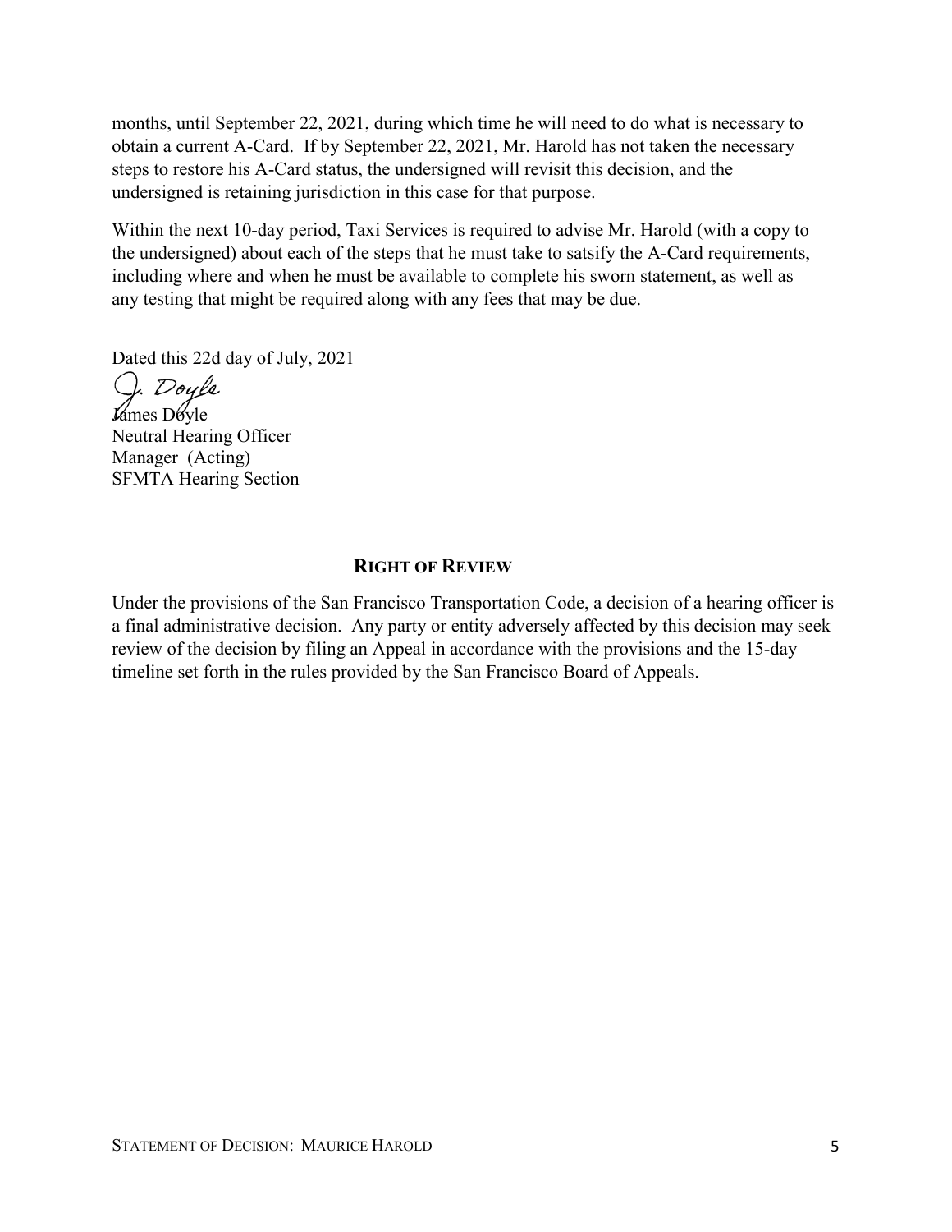months, until September 22, 2021, during which time he will need to do what is necessary to obtain a current A-Card. If by September 22, 2021, Mr. Harold has not taken the necessary steps to restore his A-Card status, the undersigned will revisit this decision, and the undersigned is retaining jurisdiction in this case for that purpose.

Within the next 10-day period, Taxi Services is required to advise Mr. Harold (with a copy to the undersigned) about each of the steps that he must take to satsify the A-Card requirements, including where and when he must be available to complete his sworn statement, as well as any testing that might be required along with any fees that may be due.

Dated this 22d day of July, 2021

J. Doyle

James Doyle
Neutral Hearing Officer
Manager (Acting)
SFMTA Hearing Section

## RIGHT OF REVIEW

Under the provisions of the San Francisco Transportation Code, a decision of a hearing officer is a final administrative decision. Any party or entity adversely affected by this decision may seek review of the decision by filing an Appeal in accordance with the provisions and the 15-day timeline set forth in the rules provided by the San Francisco Board of Appeals.